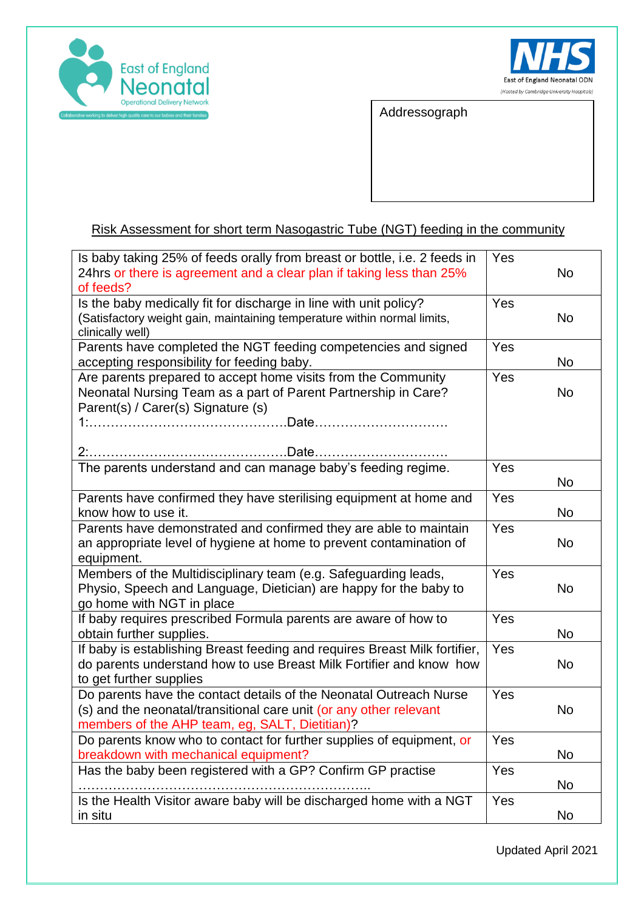East of England Neonatal Operational Delivery Network

Collaborative working to deliver high quality care to our babies and their families

NHS East of England Neonatal ODN (Hosted by Cambridge University Hospitals)

Addressograph

## Risk Assessment for short term Nasogastric Tube (NGT) feeding in the community

| | | |
|---|---|---|
| Is baby taking 25% of feeds orally from breast or bottle, i.e. 2 feeds in 24hrs or there is agreement and a clear plan if taking less than 25% of feeds? | Yes | No |
| Is the baby medically fit for discharge in line with unit policy? (Satisfactory weight gain, maintaining temperature within normal limits, clinically well) | Yes | No |
| Parents have completed the NGT feeding competencies and signed accepting responsibility for feeding baby. | Yes | No |
| Are parents prepared to accept home visits from the Community Neonatal Nursing Team as a part of Parent Partnership in Care? Parent(s) / Carer(s) Signature (s) 1:……………………………………….Date…………………………. 2:……………………………………….Date…………………………. | Yes | No |
| The parents understand and can manage baby's feeding regime. | Yes | No |
| Parents have confirmed they have sterilising equipment at home and know how to use it. | Yes | No |
| Parents have demonstrated and confirmed they are able to maintain an appropriate level of hygiene at home to prevent contamination of equipment. | Yes | No |
| Members of the Multidisciplinary team (e.g. Safeguarding leads, Physio, Speech and Language, Dietician) are happy for the baby to go home with NGT in place | Yes | No |
| If baby requires prescribed Formula parents are aware of how to obtain further supplies. | Yes | No |
| If baby is establishing Breast feeding and requires Breast Milk fortifier, do parents understand how to use Breast Milk Fortifier and know how to get further supplies | Yes | No |
| Do parents have the contact details of the Neonatal Outreach Nurse (s) and the neonatal/transitional care unit (or any other relevant members of the AHP team, eg, SALT, Dietitian)? | Yes | No |
| Do parents know who to contact for further supplies of equipment, or breakdown with mechanical equipment? | Yes | No |
| Has the baby been registered with a GP? Confirm GP practise ………………………………………………………….. | Yes | No |
| Is the Health Visitor aware baby will be discharged home with a NGT in situ | Yes | No |

Updated April 2021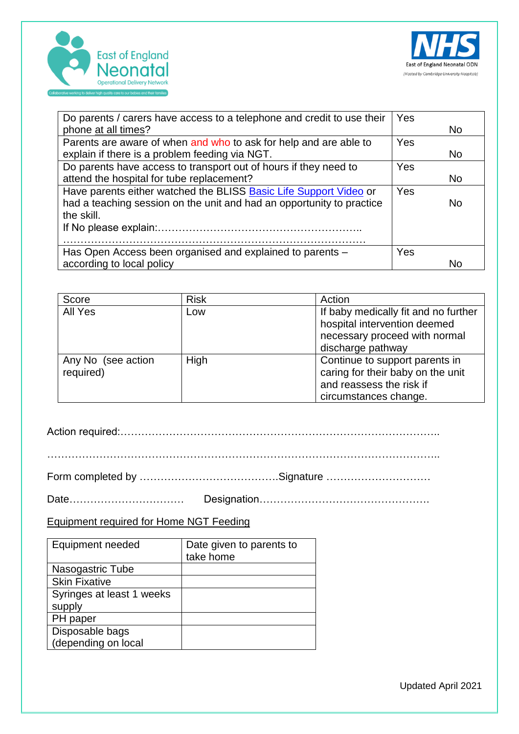| Do parents / carers have access to a telephone and credit to use their phone at all times? | Yes | No |
|---|---|---|
| Parents are aware of when and who to ask for help and are able to explain if there is a problem feeding via NGT. | Yes | No |
| Do parents have access to transport out of hours if they need to attend the hospital for tube replacement? | Yes | No |
| Have parents either watched the BLISS Basic Life Support Video or had a teaching session on the unit and had an opportunity to practice the skill.<br>If No please explain:…………………………………………………..<br>…………………………………………………………………………… | Yes | No |
| Has Open Access been organised and explained to parents – according to local policy | Yes | No |

| Score | Risk | Action |
|---|---|---|
| All Yes | Low | If baby medically fit and no further hospital intervention deemed necessary proceed with normal discharge pathway |
| Any No (see action required) | High | Continue to support parents in caring for their baby on the unit and reassess the risk if circumstances change. |

Action required:……………………………………………………………………………..

………………………………………………………………………………………………..

Form completed by ………………………………….Signature …………………………

Date……………………………  Designation…………………………………………….

Equipment required for Home NGT Feeding

| Equipment needed | Date given to parents to take home |
|---|---|
| Nasogastric Tube | |
| Skin Fixative | |
| Syringes at least 1 weeks supply | |
| PH paper | |
| Disposable bags (depending on local | |

Updated April 2021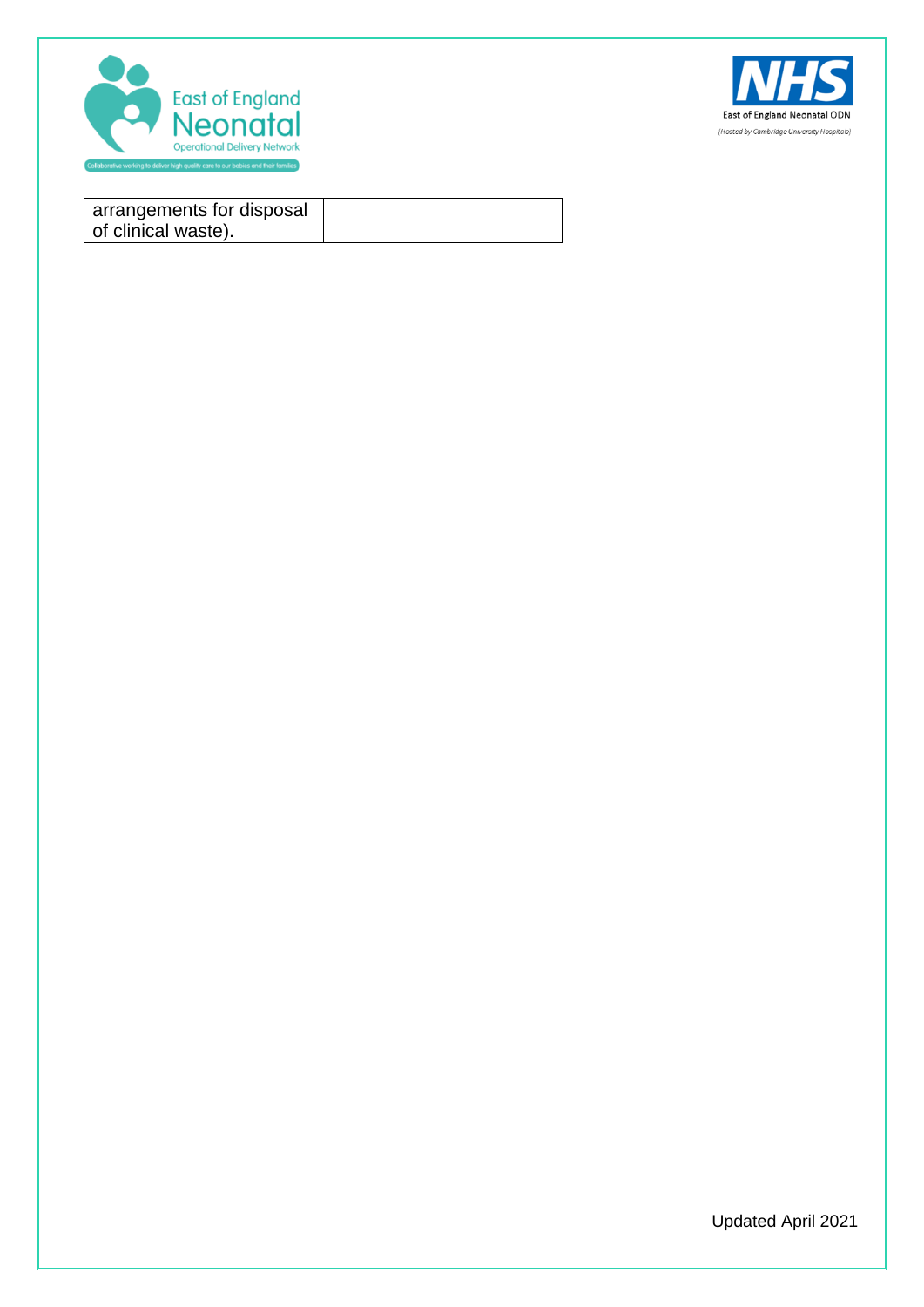| | |
|---|---|
| arrangements for disposal of clinical waste). | |

Updated April 2021